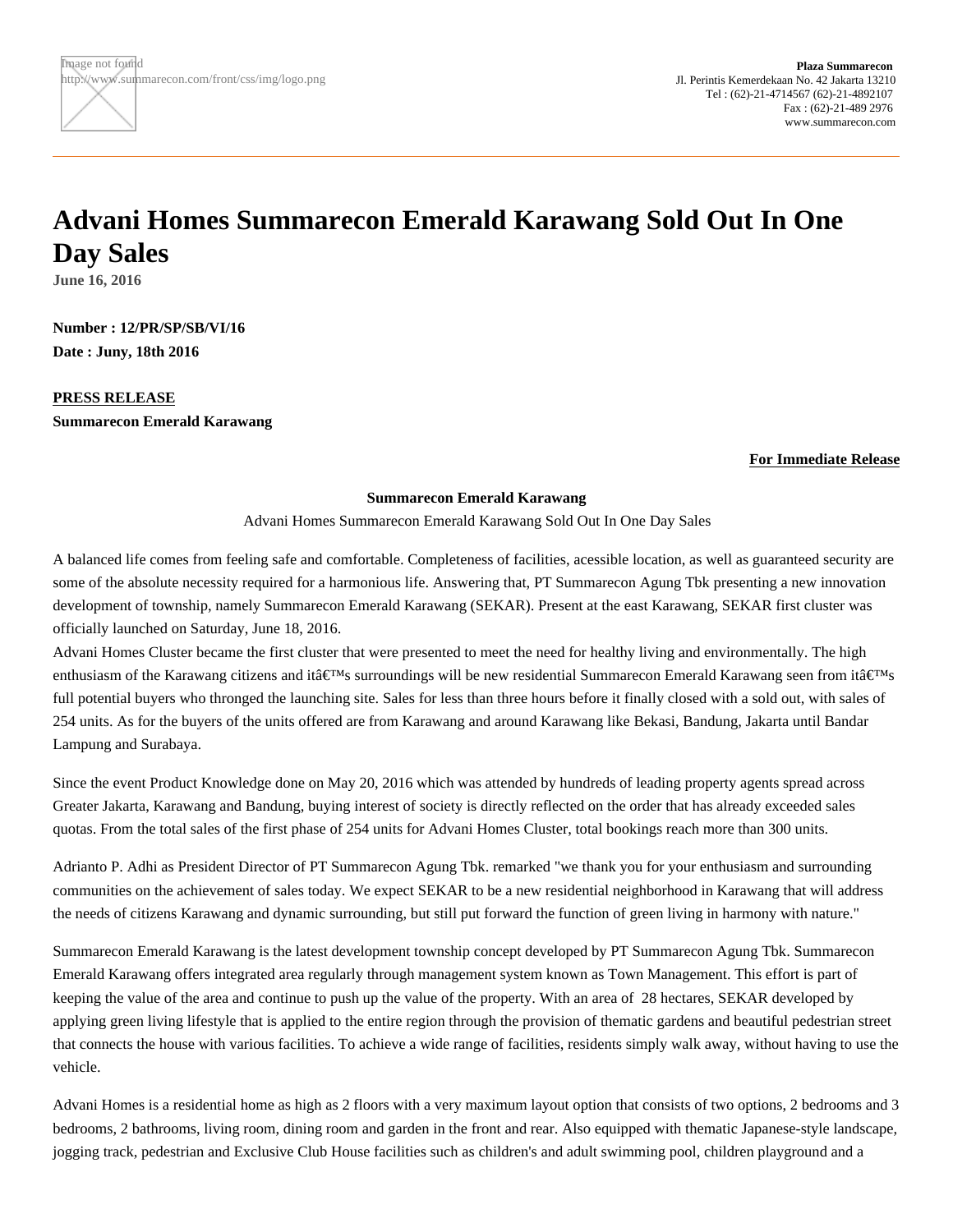Image not found
http://www.summarecon.com/front/css/img/logo.png

**Plaza Summarecon**
Jl. Perintis Kemerdekaan No. 42 Jakarta 13210
Tel : (62)-21-4714567 (62)-21-4892107
Fax : (62)-21-489 2976
www.summarecon.com

# Advani Homes Summarecon Emerald Karawang Sold Out In One Day Sales

**June 16, 2016**

**Number : 12/PR/SP/SB/VI/16**

**Date : Juny, 18th 2016**

**PRESS RELEASE**

**Summarecon Emerald Karawang**

**For Immediate Release**

**Summarecon Emerald Karawang**

Advani Homes Summarecon Emerald Karawang Sold Out In One Day Sales

A balanced life comes from feeling safe and comfortable. Completeness of facilities, acessible location, as well as guaranteed security are some of the absolute necessity required for a harmonious life. Answering that, PT Summarecon Agung Tbk presenting a new innovation development of township, namely Summarecon Emerald Karawang (SEKAR). Present at the east Karawang, SEKAR first cluster was officially launched on Saturday, June 18, 2016.

Advani Homes Cluster became the first cluster that were presented to meet the need for healthy living and environmentally. The high enthusiasm of the Karawang citizens and itâ€™s surroundings will be new residential Summarecon Emerald Karawang seen from itâ€™s full potential buyers who thronged the launching site. Sales for less than three hours before it finally closed with a sold out, with sales of 254 units. As for the buyers of the units offered are from Karawang and around Karawang like Bekasi, Bandung, Jakarta until Bandar Lampung and Surabaya.

Since the event Product Knowledge done on May 20, 2016 which was attended by hundreds of leading property agents spread across Greater Jakarta, Karawang and Bandung, buying interest of society is directly reflected on the order that has already exceeded sales quotas. From the total sales of the first phase of 254 units for Advani Homes Cluster, total bookings reach more than 300 units.

Adrianto P. Adhi as President Director of PT Summarecon Agung Tbk. remarked "we thank you for your enthusiasm and surrounding communities on the achievement of sales today. We expect SEKAR to be a new residential neighborhood in Karawang that will address the needs of citizens Karawang and dynamic surrounding, but still put forward the function of green living in harmony with nature."

Summarecon Emerald Karawang is the latest development township concept developed by PT Summarecon Agung Tbk. Summarecon Emerald Karawang offers integrated area regularly through management system known as Town Management. This effort is part of keeping the value of the area and continue to push up the value of the property. With an area of 28 hectares, SEKAR developed by applying green living lifestyle that is applied to the entire region through the provision of thematic gardens and beautiful pedestrian street that connects the house with various facilities. To achieve a wide range of facilities, residents simply walk away, without having to use the vehicle.

Advani Homes is a residential home as high as 2 floors with a very maximum layout option that consists of two options, 2 bedrooms and 3 bedrooms, 2 bathrooms, living room, dining room and garden in the front and rear. Also equipped with thematic Japanese-style landscape, jogging track, pedestrian and Exclusive Club House facilities such as children's and adult swimming pool, children playground and a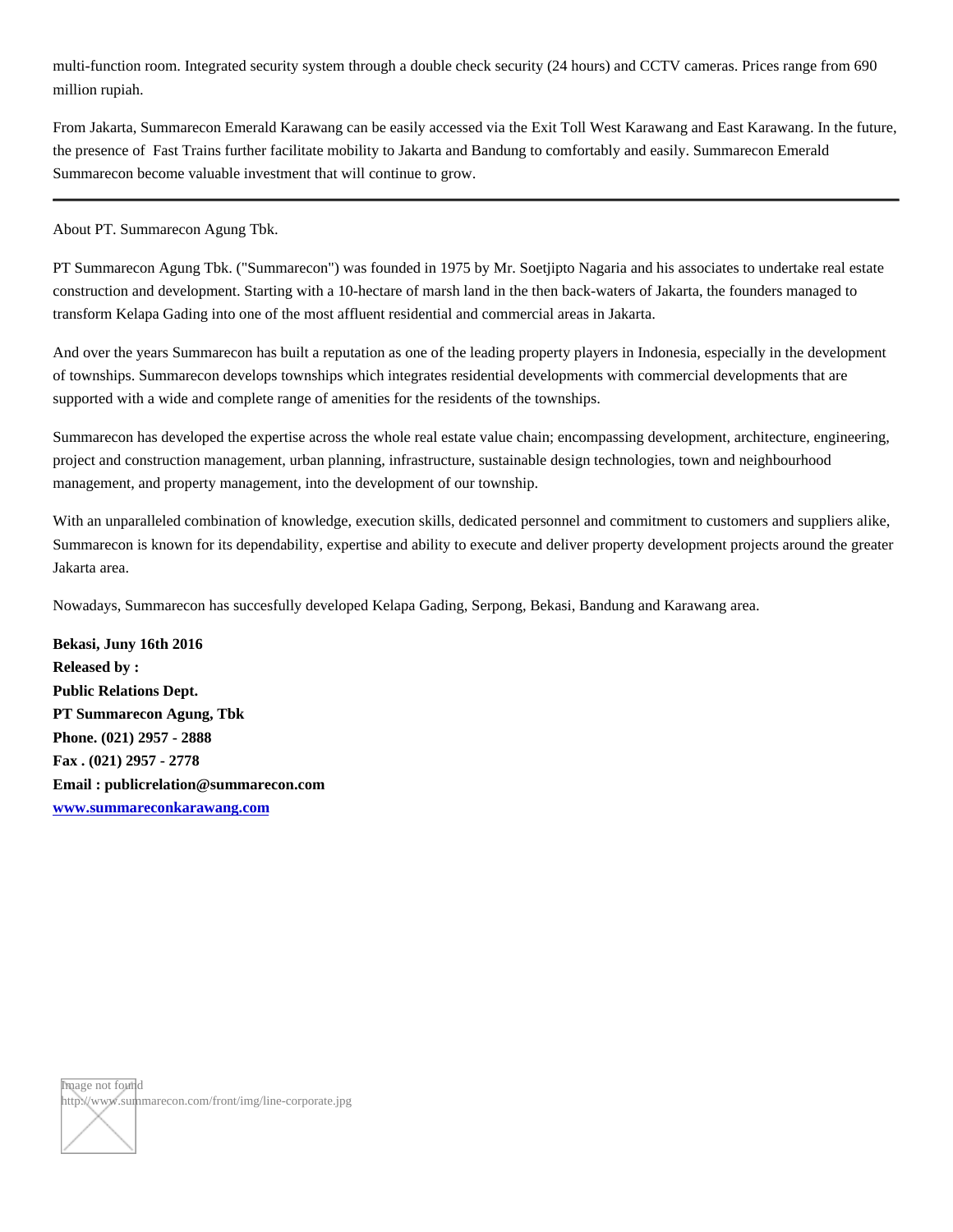multi-function room. Integrated security system through a double check security (24 hours) and CCTV cameras. Prices range from 690 million rupiah.

From Jakarta, Summarecon Emerald Karawang can be easily accessed via the Exit Toll West Karawang and East Karawang. In the future, the presence of  Fast Trains further facilitate mobility to Jakarta and Bandung to comfortably and easily. Summarecon Emerald Summarecon become valuable investment that will continue to grow.

---

About PT. Summarecon Agung Tbk.

PT Summarecon Agung Tbk. ("Summarecon") was founded in 1975 by Mr. Soetjipto Nagaria and his associates to undertake real estate construction and development. Starting with a 10-hectare of marsh land in the then back-waters of Jakarta, the founders managed to transform Kelapa Gading into one of the most affluent residential and commercial areas in Jakarta.

And over the years Summarecon has built a reputation as one of the leading property players in Indonesia, especially in the development of townships. Summarecon develops townships which integrates residential developments with commercial developments that are supported with a wide and complete range of amenities for the residents of the townships.

Summarecon has developed the expertise across the whole real estate value chain; encompassing development, architecture, engineering, project and construction management, urban planning, infrastructure, sustainable design technologies, town and neighbourhood management, and property management, into the development of our township.

With an unparalleled combination of knowledge, execution skills, dedicated personnel and commitment to customers and suppliers alike, Summarecon is known for its dependability, expertise and ability to execute and deliver property development projects around the greater Jakarta area.

Nowadays, Summarecon has succesfully developed Kelapa Gading, Serpong, Bekasi, Bandung and Karawang area.

**Bekasi, Juny 16th 2016**
**Released by :**
**Public Relations Dept.**
**PT Summarecon Agung, Tbk**
**Phone. (021) 2957 - 2888**
**Fax . (021) 2957 - 2778**
**Email : publicrelation@summarecon.com**
**[www.summareconkarawang.com](http://www.summareconkarawang.com)**

Image not found
http://www.summarecon.com/front/img/line-corporate.jpg